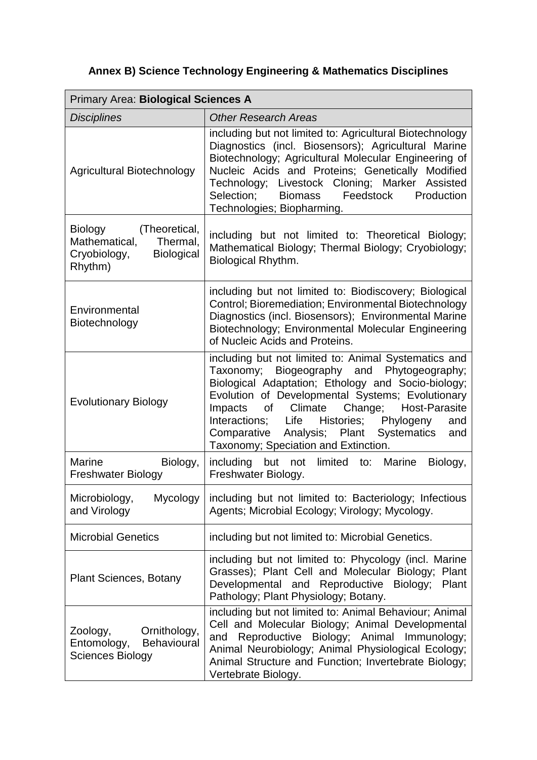# Annex B) Science Technology Engineering & Mathematics Disciplines

| Primary Area: **Biological Sciences A** | |
|---|---|
| *Disciplines* | *Other Research Areas* |
| Agricultural Biotechnology | including but not limited to: Agricultural Biotechnology Diagnostics (incl. Biosensors); Agricultural Marine Biotechnology; Agricultural Molecular Engineering of Nucleic Acids and Proteins; Genetically Modified Technology; Livestock Cloning; Marker Assisted Selection; Biomass Feedstock Production Technologies; Biopharming. |
| Biology (Theoretical, Mathematical, Thermal, Cryobiology, Biological Rhythm) | including but not limited to: Theoretical Biology; Mathematical Biology; Thermal Biology; Cryobiology; Biological Rhythm. |
| Environmental Biotechnology | including but not limited to: Biodiscovery; Biological Control; Bioremediation; Environmental Biotechnology Diagnostics (incl. Biosensors); Environmental Marine Biotechnology; Environmental Molecular Engineering of Nucleic Acids and Proteins. |
| Evolutionary Biology | including but not limited to: Animal Systematics and Taxonomy; Biogeography and Phytogeography; Biological Adaptation; Ethology and Socio-biology; Evolution of Developmental Systems; Evolutionary Impacts of Climate Change; Host-Parasite Interactions; Life Histories; Phylogeny and Comparative Analysis; Plant Systematics and Taxonomy; Speciation and Extinction. |
| Marine Biology, Freshwater Biology | including but not limited to: Marine Biology, Freshwater Biology. |
| Microbiology, Mycology and Virology | including but not limited to: Bacteriology; Infectious Agents; Microbial Ecology; Virology; Mycology. |
| Microbial Genetics | including but not limited to: Microbial Genetics. |
| Plant Sciences, Botany | including but not limited to: Phycology (incl. Marine Grasses); Plant Cell and Molecular Biology; Plant Developmental and Reproductive Biology; Plant Pathology; Plant Physiology; Botany. |
| Zoology, Ornithology, Entomology, Behavioural Sciences Biology | including but not limited to: Animal Behaviour; Animal Cell and Molecular Biology; Animal Developmental and Reproductive Biology; Animal Immunology; Animal Neurobiology; Animal Physiological Ecology; Animal Structure and Function; Invertebrate Biology; Vertebrate Biology. |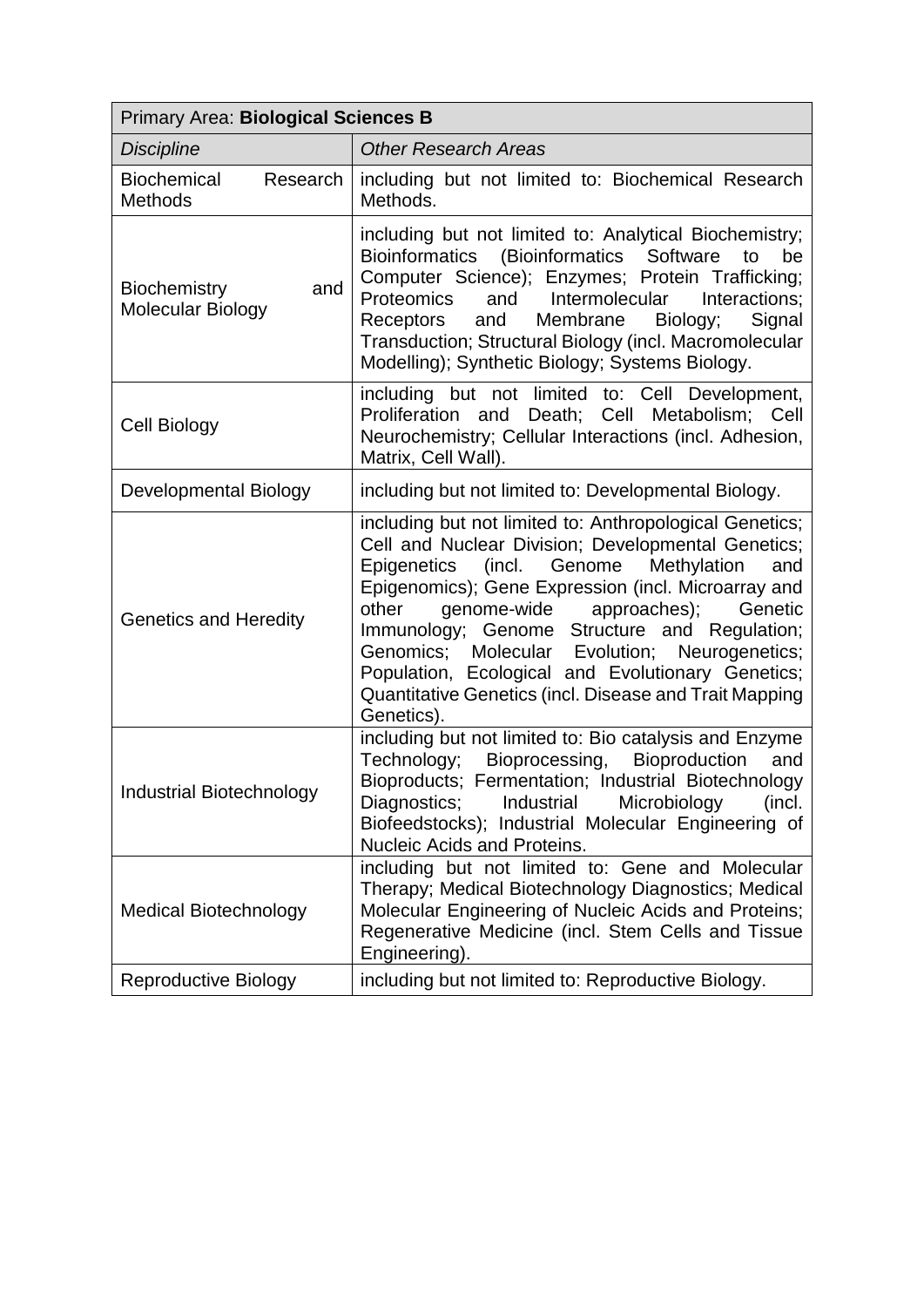| Primary Area: **Biological Sciences B** | |
|---|---|
| *Discipline* | *Other Research Areas* |
| Biochemical Research Methods | including but not limited to: Biochemical Research Methods. |
| Biochemistry and Molecular Biology | including but not limited to: Analytical Biochemistry; Bioinformatics (Bioinformatics Software to be Computer Science); Enzymes; Protein Trafficking; Proteomics and Intermolecular Interactions; Receptors and Membrane Biology; Signal Transduction; Structural Biology (incl. Macromolecular Modelling); Synthetic Biology; Systems Biology. |
| Cell Biology | including but not limited to: Cell Development, Proliferation and Death; Cell Metabolism; Cell Neurochemistry; Cellular Interactions (incl. Adhesion, Matrix, Cell Wall). |
| Developmental Biology | including but not limited to: Developmental Biology. |
| Genetics and Heredity | including but not limited to: Anthropological Genetics; Cell and Nuclear Division; Developmental Genetics; Epigenetics (incl. Genome Methylation and Epigenomics); Gene Expression (incl. Microarray and other genome-wide approaches); Genetic Immunology; Genome Structure and Regulation; Genomics; Molecular Evolution; Neurogenetics; Population, Ecological and Evolutionary Genetics; Quantitative Genetics (incl. Disease and Trait Mapping Genetics). |
| Industrial Biotechnology | including but not limited to: Bio catalysis and Enzyme Technology; Bioprocessing, Bioproduction and Bioproducts; Fermentation; Industrial Biotechnology Diagnostics; Industrial Microbiology (incl. Biofeedstocks); Industrial Molecular Engineering of Nucleic Acids and Proteins. |
| Medical Biotechnology | including but not limited to: Gene and Molecular Therapy; Medical Biotechnology Diagnostics; Medical Molecular Engineering of Nucleic Acids and Proteins; Regenerative Medicine (incl. Stem Cells and Tissue Engineering). |
| Reproductive Biology | including but not limited to: Reproductive Biology. |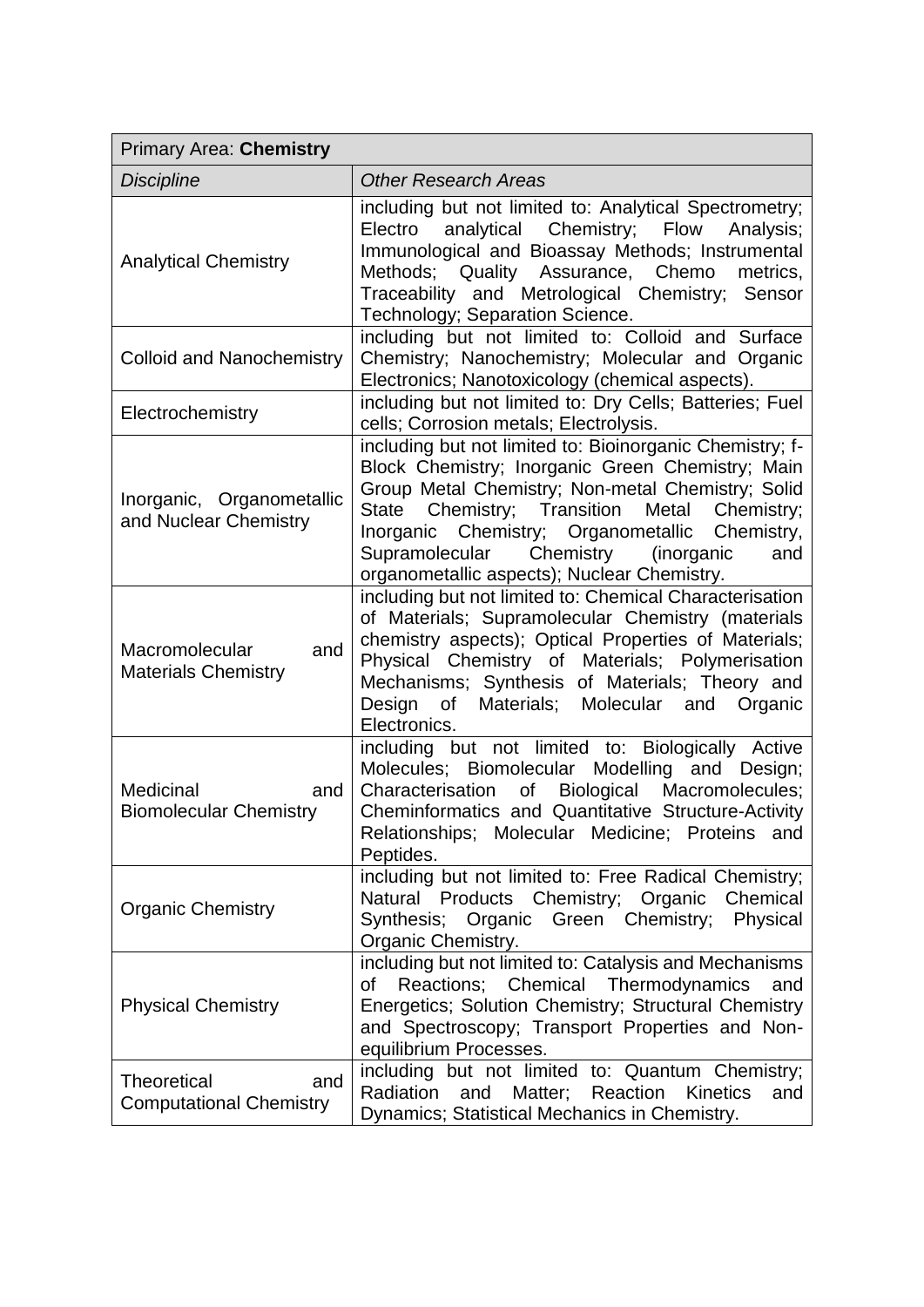| Primary Area: **Chemistry** | |
|---|---|
| *Discipline* | *Other Research Areas* |
| Analytical Chemistry | including but not limited to: Analytical Spectrometry; Electro analytical Chemistry; Flow Analysis; Immunological and Bioassay Methods; Instrumental Methods; Quality Assurance, Chemo metrics, Traceability and Metrological Chemistry; Sensor Technology; Separation Science. |
| Colloid and Nanochemistry | including but not limited to: Colloid and Surface Chemistry; Nanochemistry; Molecular and Organic Electronics; Nanotoxicology (chemical aspects). |
| Electrochemistry | including but not limited to: Dry Cells; Batteries; Fuel cells; Corrosion metals; Electrolysis. |
| Inorganic, Organometallic and Nuclear Chemistry | including but not limited to: Bioinorganic Chemistry; f-Block Chemistry; Inorganic Green Chemistry; Main Group Metal Chemistry; Non-metal Chemistry; Solid State Chemistry; Transition Metal Chemistry; Inorganic Chemistry; Organometallic Chemistry, Supramolecular Chemistry (inorganic and organometallic aspects); Nuclear Chemistry. |
| Macromolecular and Materials Chemistry | including but not limited to: Chemical Characterisation of Materials; Supramolecular Chemistry (materials chemistry aspects); Optical Properties of Materials; Physical Chemistry of Materials; Polymerisation Mechanisms; Synthesis of Materials; Theory and Design of Materials; Molecular and Organic Electronics. |
| Medicinal and Biomolecular Chemistry | including but not limited to: Biologically Active Molecules; Biomolecular Modelling and Design; Characterisation of Biological Macromolecules; Cheminformatics and Quantitative Structure-Activity Relationships; Molecular Medicine; Proteins and Peptides. |
| Organic Chemistry | including but not limited to: Free Radical Chemistry; Natural Products Chemistry; Organic Chemical Synthesis; Organic Green Chemistry; Physical Organic Chemistry. |
| Physical Chemistry | including but not limited to: Catalysis and Mechanisms of Reactions; Chemical Thermodynamics and Energetics; Solution Chemistry; Structural Chemistry and Spectroscopy; Transport Properties and Non-equilibrium Processes. |
| Theoretical and Computational Chemistry | including but not limited to: Quantum Chemistry; Radiation and Matter; Reaction Kinetics and Dynamics; Statistical Mechanics in Chemistry. |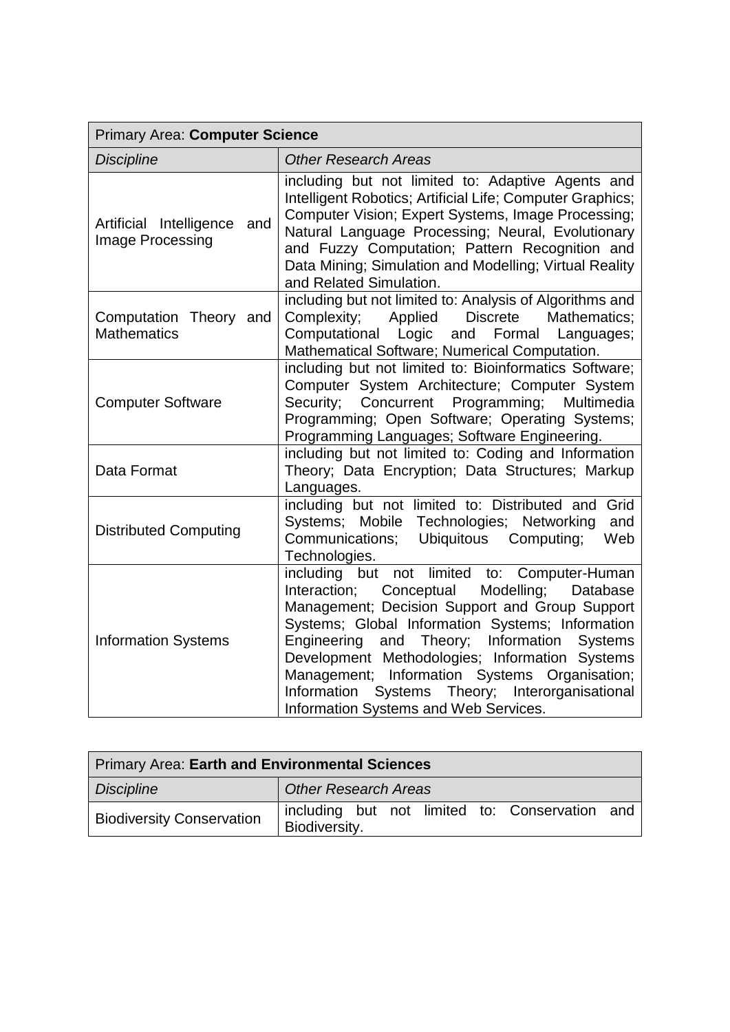| Primary Area: **Computer Science** | |
|---|---|
| *Discipline* | *Other Research Areas* |
| Artificial Intelligence and Image Processing | including but not limited to: Adaptive Agents and Intelligent Robotics; Artificial Life; Computer Graphics; Computer Vision; Expert Systems, Image Processing; Natural Language Processing; Neural, Evolutionary and Fuzzy Computation; Pattern Recognition and Data Mining; Simulation and Modelling; Virtual Reality and Related Simulation. |
| Computation Theory and Mathematics | including but not limited to: Analysis of Algorithms and Complexity; Applied Discrete Mathematics; Computational Logic and Formal Languages; Mathematical Software; Numerical Computation. |
| Computer Software | including but not limited to: Bioinformatics Software; Computer System Architecture; Computer System Security; Concurrent Programming; Multimedia Programming; Open Software; Operating Systems; Programming Languages; Software Engineering. |
| Data Format | including but not limited to: Coding and Information Theory; Data Encryption; Data Structures; Markup Languages. |
| Distributed Computing | including but not limited to: Distributed and Grid Systems; Mobile Technologies; Networking and Communications; Ubiquitous Computing; Web Technologies. |
| Information Systems | including but not limited to: Computer-Human Interaction; Conceptual Modelling; Database Management; Decision Support and Group Support Systems; Global Information Systems; Information Engineering and Theory; Information Systems Development Methodologies; Information Systems Management; Information Systems Organisation; Information Systems Theory; Interorganisational Information Systems and Web Services. |

| Primary Area: **Earth and Environmental Sciences** | |
|---|---|
| *Discipline* | *Other Research Areas* |
| Biodiversity Conservation | including but not limited to: Conservation and Biodiversity. |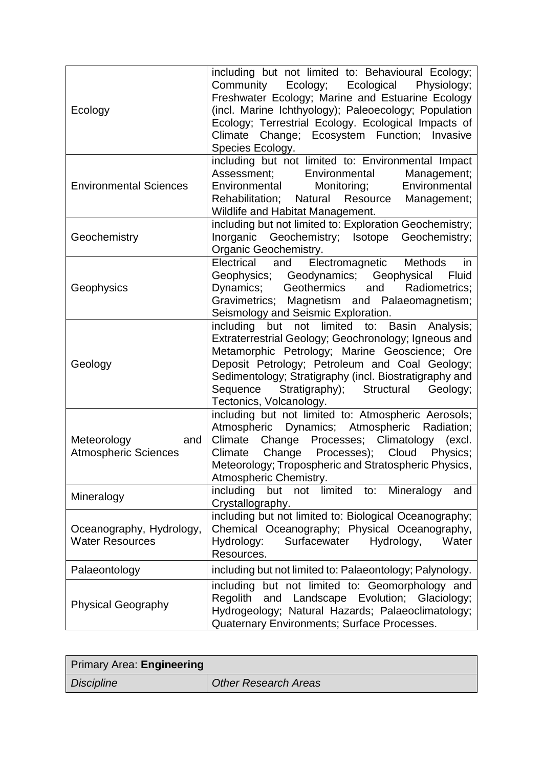| | |
|---|---|
| Ecology | including but not limited to: Behavioural Ecology; Community Ecology; Ecological Physiology; Freshwater Ecology; Marine and Estuarine Ecology (incl. Marine Ichthyology); Paleoecology; Population Ecology; Terrestrial Ecology. Ecological Impacts of Climate Change; Ecosystem Function; Invasive Species Ecology. |
| Environmental Sciences | including but not limited to: Environmental Impact Assessment; Environmental Management; Environmental Monitoring; Environmental Rehabilitation; Natural Resource Management; Wildlife and Habitat Management. |
| Geochemistry | including but not limited to: Exploration Geochemistry; Inorganic Geochemistry; Isotope Geochemistry; Organic Geochemistry. |
| Geophysics | Electrical and Electromagnetic Methods in Geophysics; Geodynamics; Geophysical Fluid Dynamics; Geothermics and Radiometrics; Gravimetrics; Magnetism and Palaeomagnetism; Seismology and Seismic Exploration. |
| Geology | including but not limited to: Basin Analysis; Extraterrestrial Geology; Geochronology; Igneous and Metamorphic Petrology; Marine Geoscience; Ore Deposit Petrology; Petroleum and Coal Geology; Sedimentology; Stratigraphy (incl. Biostratigraphy and Sequence Stratigraphy); Structural Geology; Tectonics, Volcanology. |
| Meteorology and Atmospheric Sciences | including but not limited to: Atmospheric Aerosols; Atmospheric Dynamics; Atmospheric Radiation; Climate Change Processes; Climatology (excl. Climate Change Processes); Cloud Physics; Meteorology; Tropospheric and Stratospheric Physics, Atmospheric Chemistry. |
| Mineralogy | including but not limited to: Mineralogy and Crystallography. |
| Oceanography, Hydrology, Water Resources | including but not limited to: Biological Oceanography; Chemical Oceanography; Physical Oceanography, Hydrology: Surfacewater Hydrology, Water Resources. |
| Palaeontology | including but not limited to: Palaeontology; Palynology. |
| Physical Geography | including but not limited to: Geomorphology and Regolith and Landscape Evolution; Glaciology; Hydrogeology; Natural Hazards; Palaeoclimatology; Quaternary Environments; Surface Processes. |

| Primary Area: **Engineering** | |
|---|---|
| *Discipline* | *Other Research Areas* |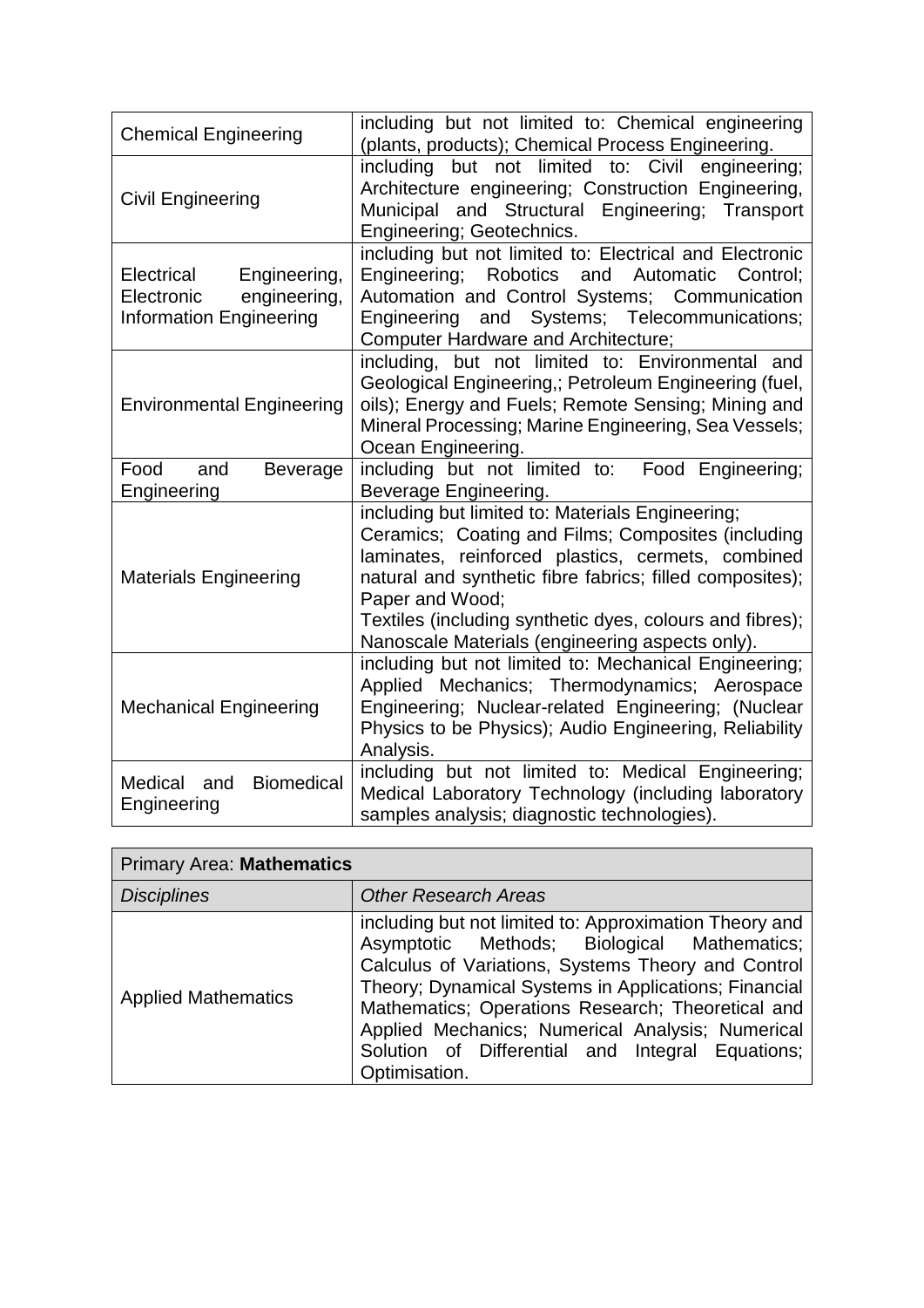| | |
|---|---|
| Chemical Engineering | including but not limited to: Chemical engineering (plants, products); Chemical Process Engineering. |
| Civil Engineering | including but not limited to: Civil engineering; Architecture engineering; Construction Engineering, Municipal and Structural Engineering; Transport Engineering; Geotechnics. |
| Electrical Engineering, Electronic engineering, Information Engineering | including but not limited to: Electrical and Electronic Engineering; Robotics and Automatic Control; Automation and Control Systems; Communication Engineering and Systems; Telecommunications; Computer Hardware and Architecture; |
| Environmental Engineering | including, but not limited to: Environmental and Geological Engineering,; Petroleum Engineering (fuel, oils); Energy and Fuels; Remote Sensing; Mining and Mineral Processing; Marine Engineering, Sea Vessels; Ocean Engineering. |
| Food and Beverage Engineering | including but not limited to: Food Engineering; Beverage Engineering. |
| Materials Engineering | including but limited to: Materials Engineering; Ceramics; Coating and Films; Composites (including laminates, reinforced plastics, cermets, combined natural and synthetic fibre fabrics; filled composites); Paper and Wood; Textiles (including synthetic dyes, colours and fibres); Nanoscale Materials (engineering aspects only). |
| Mechanical Engineering | including but not limited to: Mechanical Engineering; Applied Mechanics; Thermodynamics; Aerospace Engineering; Nuclear-related Engineering; (Nuclear Physics to be Physics); Audio Engineering, Reliability Analysis. |
| Medical and Biomedical Engineering | including but not limited to: Medical Engineering; Medical Laboratory Technology (including laboratory samples analysis; diagnostic technologies). |

| Primary Area: **Mathematics** | |
|---|---|
| *Disciplines* | *Other Research Areas* |
| Applied Mathematics | including but not limited to: Approximation Theory and Asymptotic Methods; Biological Mathematics; Calculus of Variations, Systems Theory and Control Theory; Dynamical Systems in Applications; Financial Mathematics; Operations Research; Theoretical and Applied Mechanics; Numerical Analysis; Numerical Solution of Differential and Integral Equations; Optimisation. |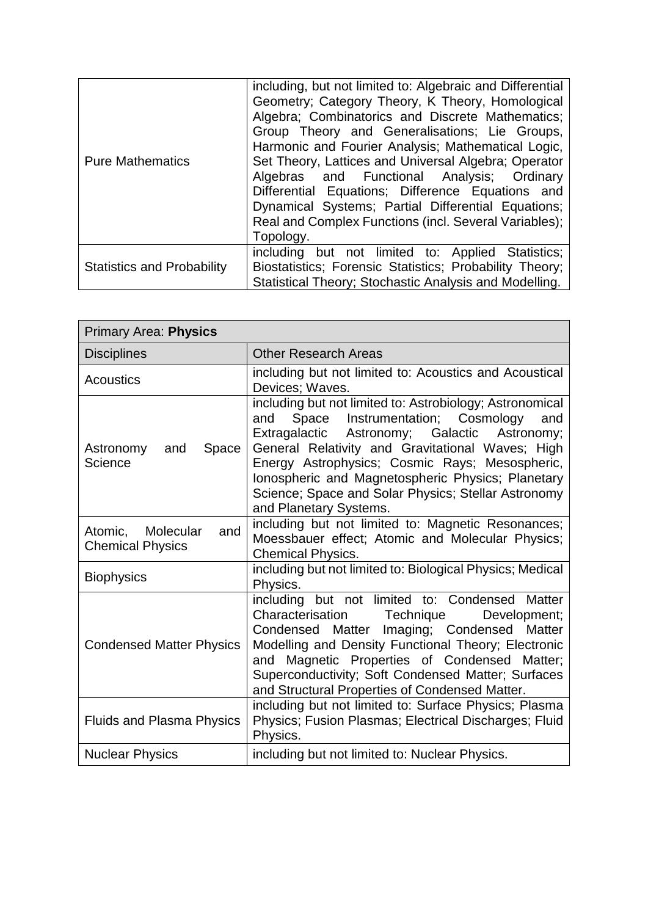| | |
|---|---|
| Pure Mathematics | including, but not limited to: Algebraic and Differential Geometry; Category Theory, K Theory, Homological Algebra; Combinatorics and Discrete Mathematics; Group Theory and Generalisations; Lie Groups, Harmonic and Fourier Analysis; Mathematical Logic, Set Theory, Lattices and Universal Algebra; Operator Algebras and Functional Analysis; Ordinary Differential Equations; Difference Equations and Dynamical Systems; Partial Differential Equations; Real and Complex Functions (incl. Several Variables); Topology. |
| Statistics and Probability | including but not limited to: Applied Statistics; Biostatistics; Forensic Statistics; Probability Theory; Statistical Theory; Stochastic Analysis and Modelling. |

| Primary Area: **Physics** | |
|---|---|
| Disciplines | Other Research Areas |
| Acoustics | including but not limited to: Acoustics and Acoustical Devices; Waves. |
| Astronomy and Space Science | including but not limited to: Astrobiology; Astronomical and Space Instrumentation; Cosmology and Extragalactic Astronomy; Galactic Astronomy; General Relativity and Gravitational Waves; High Energy Astrophysics; Cosmic Rays; Mesospheric, Ionospheric and Magnetospheric Physics; Planetary Science; Space and Solar Physics; Stellar Astronomy and Planetary Systems. |
| Atomic, Molecular and Chemical Physics | including but not limited to: Magnetic Resonances; Moessbauer effect; Atomic and Molecular Physics; Chemical Physics. |
| Biophysics | including but not limited to: Biological Physics; Medical Physics. |
| Condensed Matter Physics | including but not limited to: Condensed Matter Characterisation Technique Development; Condensed Matter Imaging; Condensed Matter Modelling and Density Functional Theory; Electronic and Magnetic Properties of Condensed Matter; Superconductivity; Soft Condensed Matter; Surfaces and Structural Properties of Condensed Matter. |
| Fluids and Plasma Physics | including but not limited to: Surface Physics; Plasma Physics; Fusion Plasmas; Electrical Discharges; Fluid Physics. |
| Nuclear Physics | including but not limited to: Nuclear Physics. |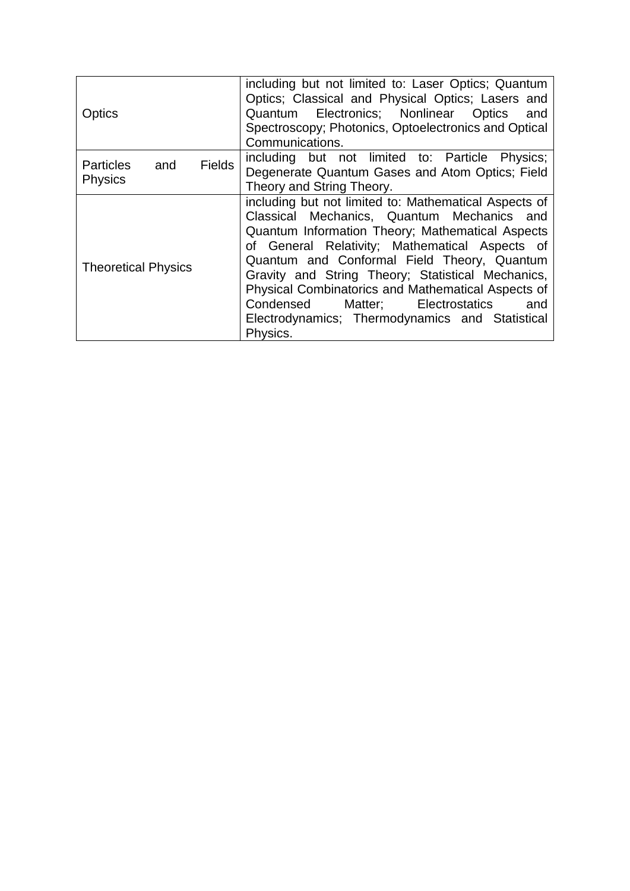| | |
|---|---|
| Optics | including but not limited to: Laser Optics; Quantum Optics; Classical and Physical Optics; Lasers and Quantum Electronics; Nonlinear Optics and Spectroscopy; Photonics, Optoelectronics and Optical Communications. |
| Particles and Fields Physics | including but not limited to: Particle Physics; Degenerate Quantum Gases and Atom Optics; Field Theory and String Theory. |
| Theoretical Physics | including but not limited to: Mathematical Aspects of Classical Mechanics, Quantum Mechanics and Quantum Information Theory; Mathematical Aspects of General Relativity; Mathematical Aspects of Quantum and Conformal Field Theory, Quantum Gravity and String Theory; Statistical Mechanics, Physical Combinatorics and Mathematical Aspects of Condensed Matter; Electrostatics and Electrodynamics; Thermodynamics and Statistical Physics. |